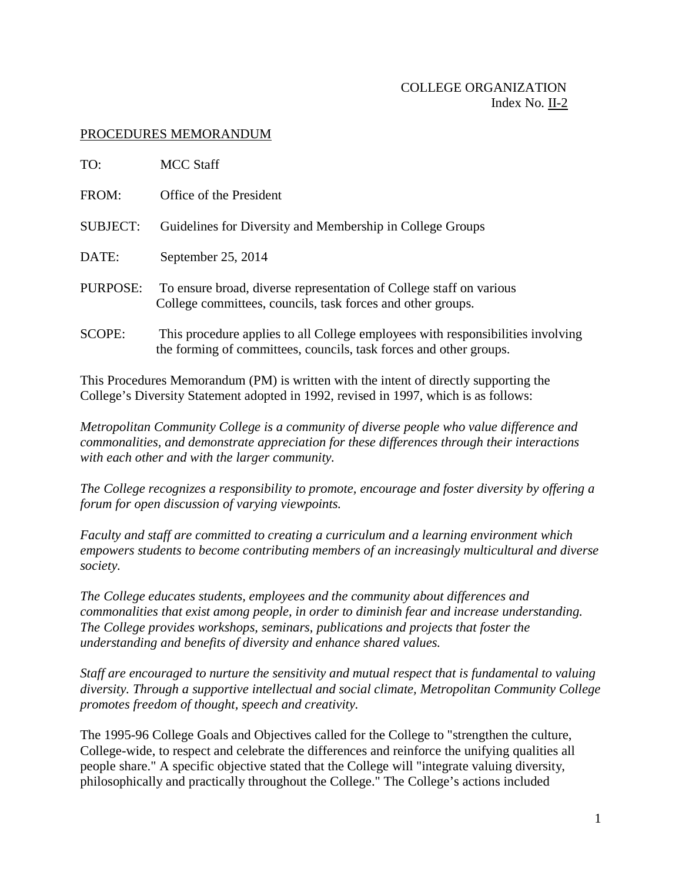COLLEGE ORGANIZATION
Index No. II-2

PROCEDURES MEMORANDUM

TO: MCC Staff

FROM: Office of the President

SUBJECT: Guidelines for Diversity and Membership in College Groups

DATE: September 25, 2014

PURPOSE: To ensure broad, diverse representation of College staff on various College committees, councils, task forces and other groups.

SCOPE: This procedure applies to all College employees with responsibilities involving the forming of committees, councils, task forces and other groups.

This Procedures Memorandum (PM) is written with the intent of directly supporting the College's Diversity Statement adopted in 1992, revised in 1997, which is as follows:

*Metropolitan Community College is a community of diverse people who value difference and commonalities, and demonstrate appreciation for these differences through their interactions with each other and with the larger community.*

*The College recognizes a responsibility to promote, encourage and foster diversity by offering a forum for open discussion of varying viewpoints.*

*Faculty and staff are committed to creating a curriculum and a learning environment which empowers students to become contributing members of an increasingly multicultural and diverse society.*

*The College educates students, employees and the community about differences and commonalities that exist among people, in order to diminish fear and increase understanding. The College provides workshops, seminars, publications and projects that foster the understanding and benefits of diversity and enhance shared values.*

*Staff are encouraged to nurture the sensitivity and mutual respect that is fundamental to valuing diversity. Through a supportive intellectual and social climate, Metropolitan Community College promotes freedom of thought, speech and creativity.*

The 1995-96 College Goals and Objectives called for the College to "strengthen the culture, College-wide, to respect and celebrate the differences and reinforce the unifying qualities all people share." A specific objective stated that the College will "integrate valuing diversity, philosophically and practically throughout the College." The College's actions included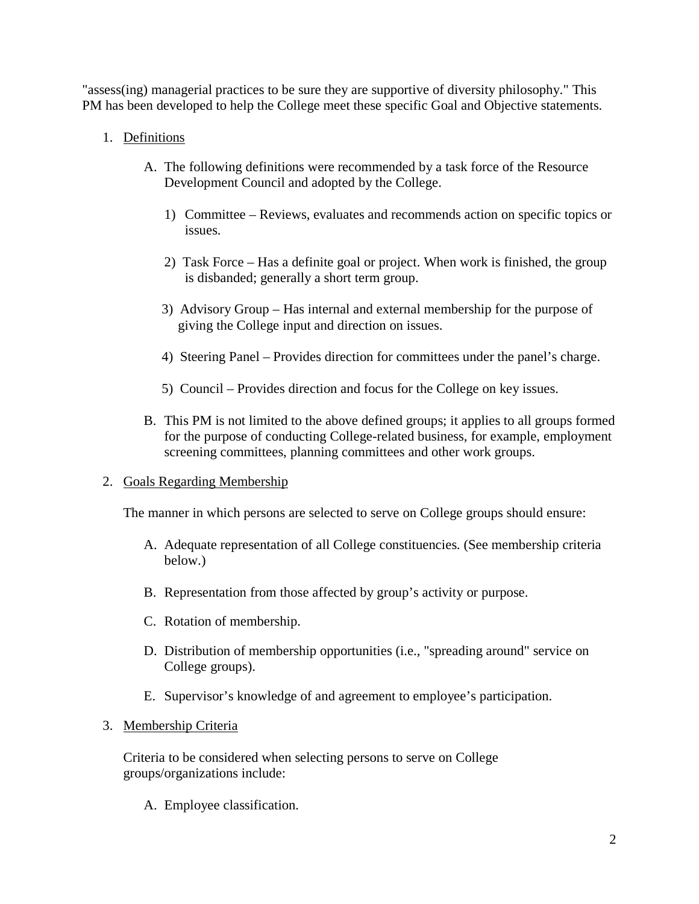"assess(ing) managerial practices to be sure they are supportive of diversity philosophy." This PM has been developed to help the College meet these specific Goal and Objective statements.

1. Definitions

   A. The following definitions were recommended by a task force of the Resource Development Council and adopted by the College.

      1) Committee – Reviews, evaluates and recommends action on specific topics or issues.

      2) Task Force – Has a definite goal or project. When work is finished, the group is disbanded; generally a short term group.

      3) Advisory Group – Has internal and external membership for the purpose of giving the College input and direction on issues.

      4) Steering Panel – Provides direction for committees under the panel's charge.

      5) Council – Provides direction and focus for the College on key issues.

   B. This PM is not limited to the above defined groups; it applies to all groups formed for the purpose of conducting College-related business, for example, employment screening committees, planning committees and other work groups.

2. Goals Regarding Membership

   The manner in which persons are selected to serve on College groups should ensure:

   A. Adequate representation of all College constituencies. (See membership criteria below.)

   B. Representation from those affected by group's activity or purpose.

   C. Rotation of membership.

   D. Distribution of membership opportunities (i.e., "spreading around" service on College groups).

   E. Supervisor's knowledge of and agreement to employee's participation.

3. Membership Criteria

   Criteria to be considered when selecting persons to serve on College groups/organizations include:

   A. Employee classification.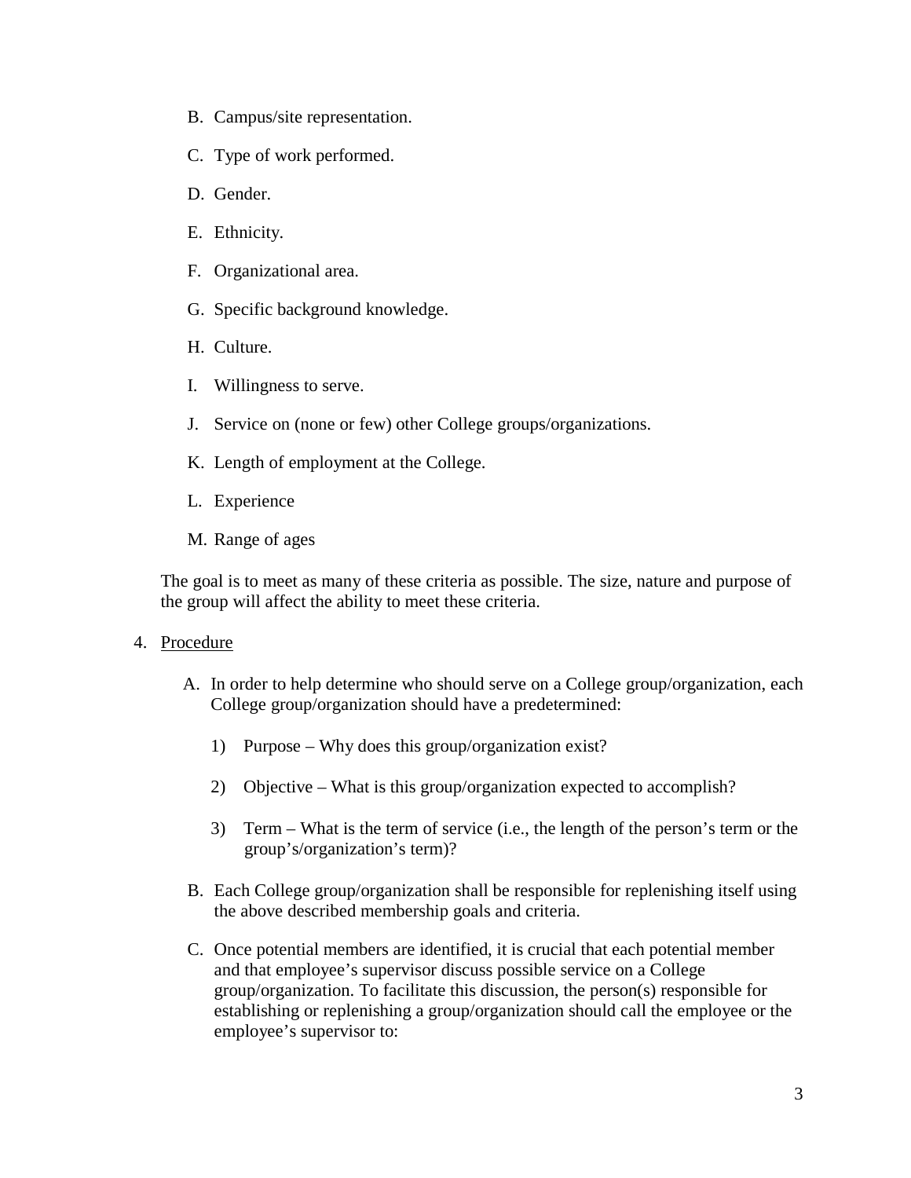B. Campus/site representation.

C. Type of work performed.

D. Gender.

E. Ethnicity.

F. Organizational area.

G. Specific background knowledge.

H. Culture.

I. Willingness to serve.

J. Service on (none or few) other College groups/organizations.

K. Length of employment at the College.

L. Experience

M. Range of ages

The goal is to meet as many of these criteria as possible. The size, nature and purpose of the group will affect the ability to meet these criteria.

4. <u>Procedure</u>

   A. In order to help determine who should serve on a College group/organization, each College group/organization should have a predetermined:

      1) Purpose – Why does this group/organization exist?

      2) Objective – What is this group/organization expected to accomplish?

      3) Term – What is the term of service (i.e., the length of the person's term or the group's/organization's term)?

   B. Each College group/organization shall be responsible for replenishing itself using the above described membership goals and criteria.

   C. Once potential members are identified, it is crucial that each potential member and that employee's supervisor discuss possible service on a College group/organization. To facilitate this discussion, the person(s) responsible for establishing or replenishing a group/organization should call the employee or the employee's supervisor to: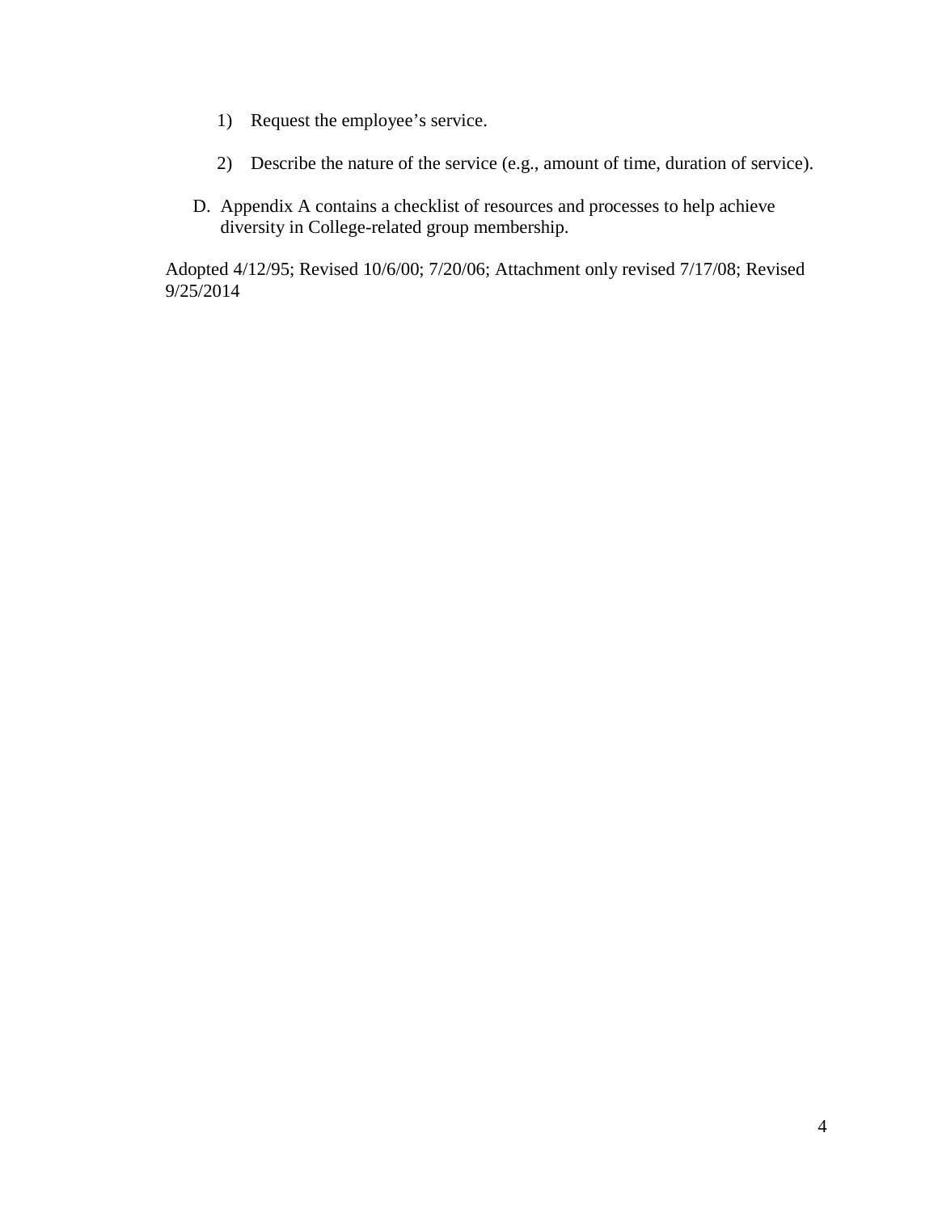1) Request the employee’s service.

2) Describe the nature of the service (e.g., amount of time, duration of service).

D. Appendix A contains a checklist of resources and processes to help achieve diversity in College-related group membership.

Adopted 4/12/95; Revised 10/6/00; 7/20/06; Attachment only revised 7/17/08; Revised 9/25/2014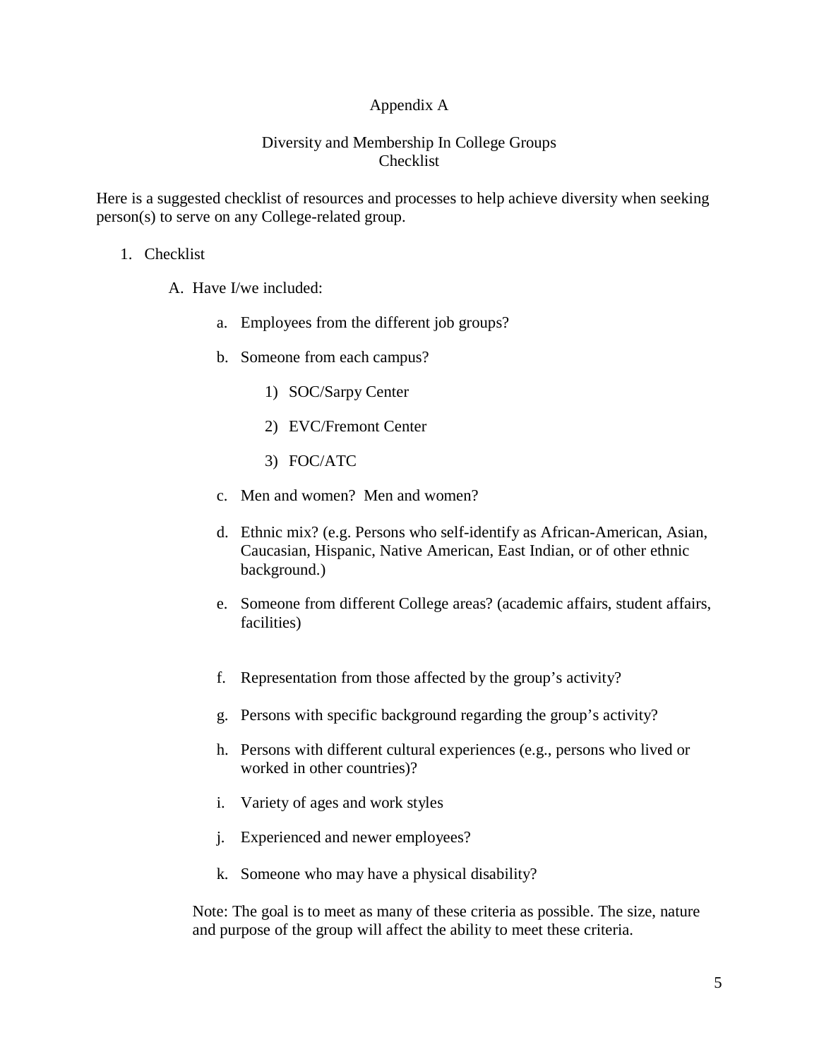# Appendix A

## Diversity and Membership In College Groups
## Checklist

Here is a suggested checklist of resources and processes to help achieve diversity when seeking person(s) to serve on any College-related group.

1. Checklist

   A. Have I/we included:

      a. Employees from the different job groups?

      b. Someone from each campus?

         1) SOC/Sarpy Center

         2) EVC/Fremont Center

         3) FOC/ATC

      c. Men and women? Men and women?

      d. Ethnic mix? (e.g. Persons who self-identify as African-American, Asian, Caucasian, Hispanic, Native American, East Indian, or of other ethnic background.)

      e. Someone from different College areas? (academic affairs, student affairs, facilities)

      f. Representation from those affected by the group's activity?

      g. Persons with specific background regarding the group's activity?

      h. Persons with different cultural experiences (e.g., persons who lived or worked in other countries)?

      i. Variety of ages and work styles

      j. Experienced and newer employees?

      k. Someone who may have a physical disability?

   Note: The goal is to meet as many of these criteria as possible. The size, nature and purpose of the group will affect the ability to meet these criteria.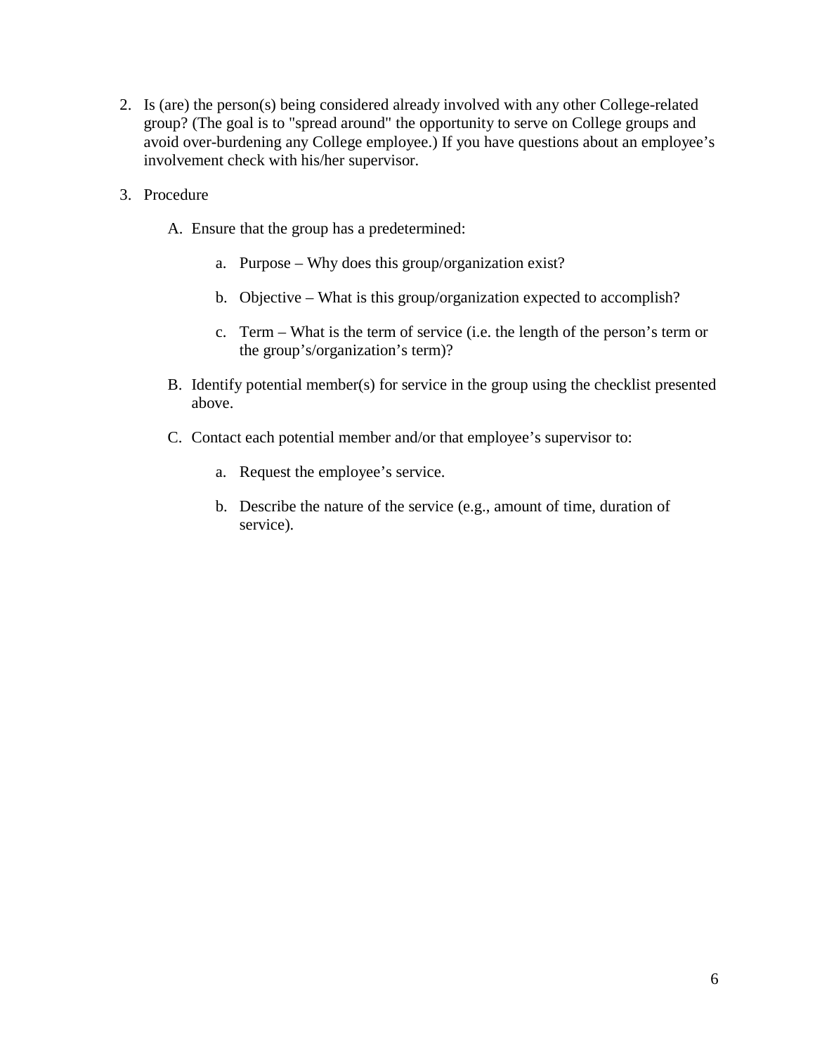2. Is (are) the person(s) being considered already involved with any other College-related group? (The goal is to "spread around" the opportunity to serve on College groups and avoid over-burdening any College employee.) If you have questions about an employee's involvement check with his/her supervisor.

3. Procedure

   A. Ensure that the group has a predetermined:

      a. Purpose – Why does this group/organization exist?

      b. Objective – What is this group/organization expected to accomplish?

      c. Term – What is the term of service (i.e. the length of the person's term or the group's/organization's term)?

   B. Identify potential member(s) for service in the group using the checklist presented above.

   C. Contact each potential member and/or that employee's supervisor to:

      a. Request the employee's service.

      b. Describe the nature of the service (e.g., amount of time, duration of service).